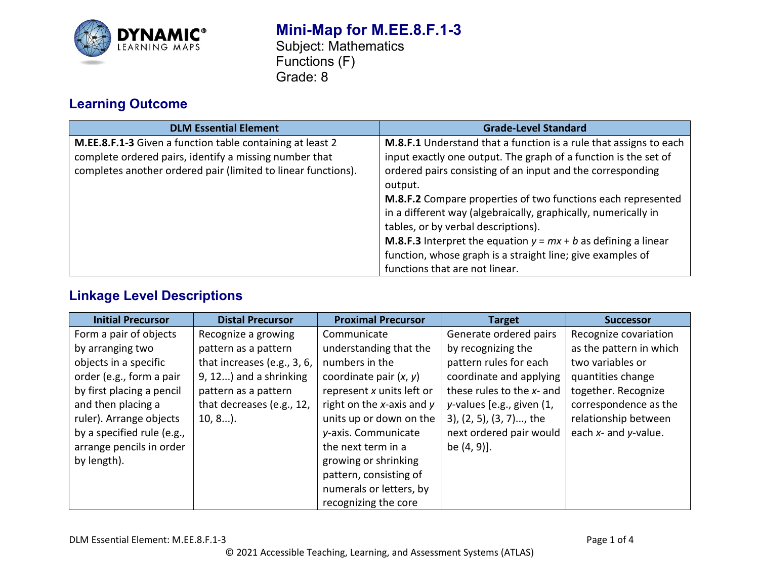# Mini-Map for M.EE.8.F.1-3

Subject: Mathematics
Functions (F)
Grade: 8

## Learning Outcome

| DLM Essential Element | Grade-Level Standard |
|---|---|
| **M.EE.8.F.1-3** Given a function table containing at least 2 complete ordered pairs, identify a missing number that completes another ordered pair (limited to linear functions). | **M.8.F.1** Understand that a function is a rule that assigns to each input exactly one output. The graph of a function is the set of ordered pairs consisting of an input and the corresponding output. **M.8.F.2** Compare properties of two functions each represented in a different way (algebraically, graphically, numerically in tables, or by verbal descriptions). **M.8.F.3** Interpret the equation $y = mx + b$ as defining a linear function, whose graph is a straight line; give examples of functions that are not linear. |

## Linkage Level Descriptions

| Initial Precursor | Distal Precursor | Proximal Precursor | Target | Successor |
|---|---|---|---|---|
| Form a pair of objects by arranging two objects in a specific order (e.g., form a pair by first placing a pencil and then placing a ruler). Arrange objects by a specified rule (e.g., arrange pencils in order by length). | Recognize a growing pattern as a pattern that increases (e.g., 3, 6, 9, 12...) and a shrinking pattern as a pattern that decreases (e.g., 12, 10, 8...). | Communicate understanding that the numbers in the coordinate pair ($x$, $y$) represent $x$ units left or right on the $x$-axis and $y$ units up or down on the $y$-axis. Communicate the next term in a growing or shrinking pattern, consisting of numerals or letters, by recognizing the core | Generate ordered pairs by recognizing the pattern rules for each coordinate and applying these rules to the $x$- and $y$-values [e.g., given (1, 3), (2, 5), (3, 7)..., the next ordered pair would be (4, 9)]. | Recognize covariation as the pattern in which two variables or quantities change together. Recognize correspondence as the relationship between each $x$- and $y$-value. |

DLM Essential Element: M.EE.8.F.1-3

© 2021 Accessible Teaching, Learning, and Assessment Systems (ATLAS)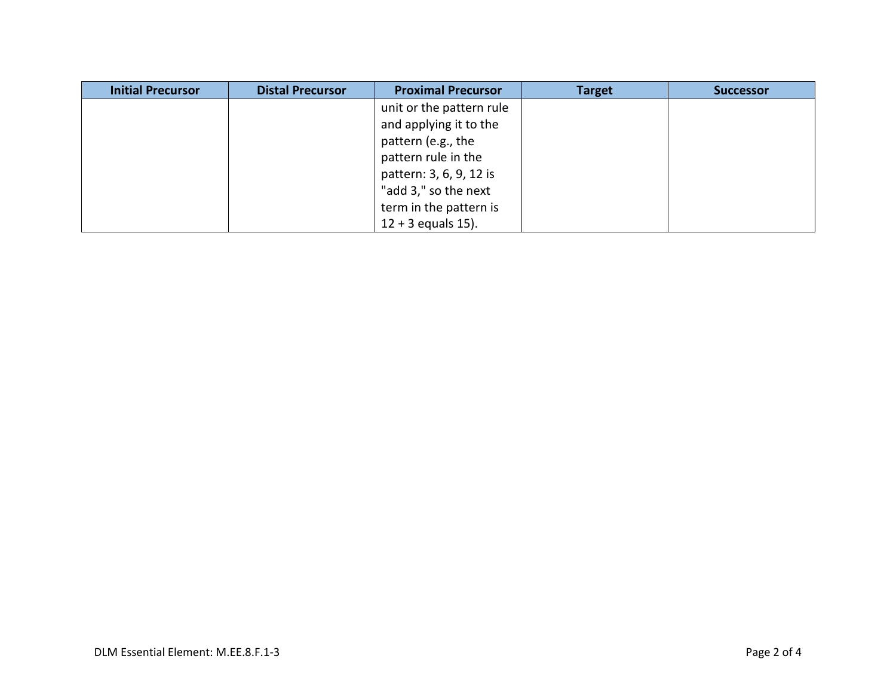| Initial Precursor | Distal Precursor | Proximal Precursor | Target | Successor |
| --- | --- | --- | --- | --- |
| | | unit or the pattern rule and applying it to the pattern (e.g., the pattern rule in the pattern: 3, 6, 9, 12 is "add 3," so the next term in the pattern is 12 + 3 equals 15). | | |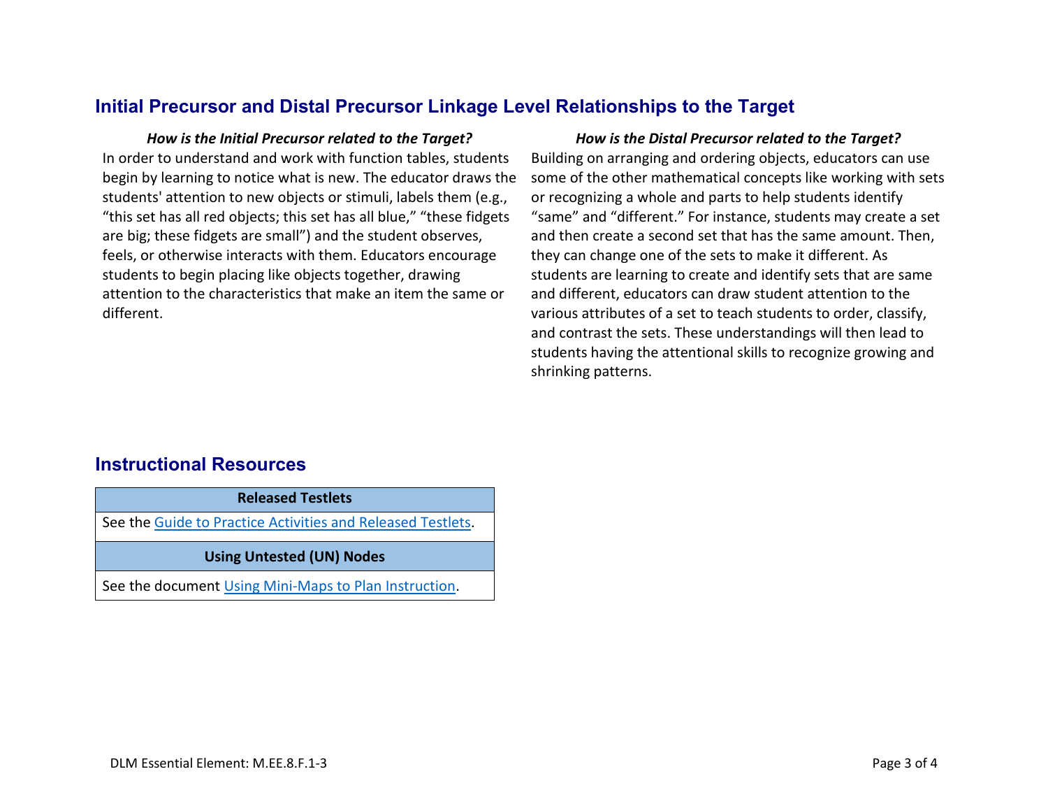## Initial Precursor and Distal Precursor Linkage Level Relationships to the Target

***How is the Initial Precursor related to the Target?***

In order to understand and work with function tables, students begin by learning to notice what is new. The educator draws the students' attention to new objects or stimuli, labels them (e.g., "this set has all red objects; this set has all blue," "these fidgets are big; these fidgets are small") and the student observes, feels, or otherwise interacts with them. Educators encourage students to begin placing like objects together, drawing attention to the characteristics that make an item the same or different.

***How is the Distal Precursor related to the Target?***

Building on arranging and ordering objects, educators can use some of the other mathematical concepts like working with sets or recognizing a whole and parts to help students identify "same" and "different." For instance, students may create a set and then create a second set that has the same amount. Then, they can change one of the sets to make it different. As students are learning to create and identify sets that are same and different, educators can draw student attention to the various attributes of a set to teach students to order, classify, and contrast the sets. These understandings will then lead to students having the attentional skills to recognize growing and shrinking patterns.

## Instructional Resources

| Released Testlets |
|---|
| See the Guide to Practice Activities and Released Testlets. |
| **Using Untested (UN) Nodes** |
| See the document Using Mini-Maps to Plan Instruction. |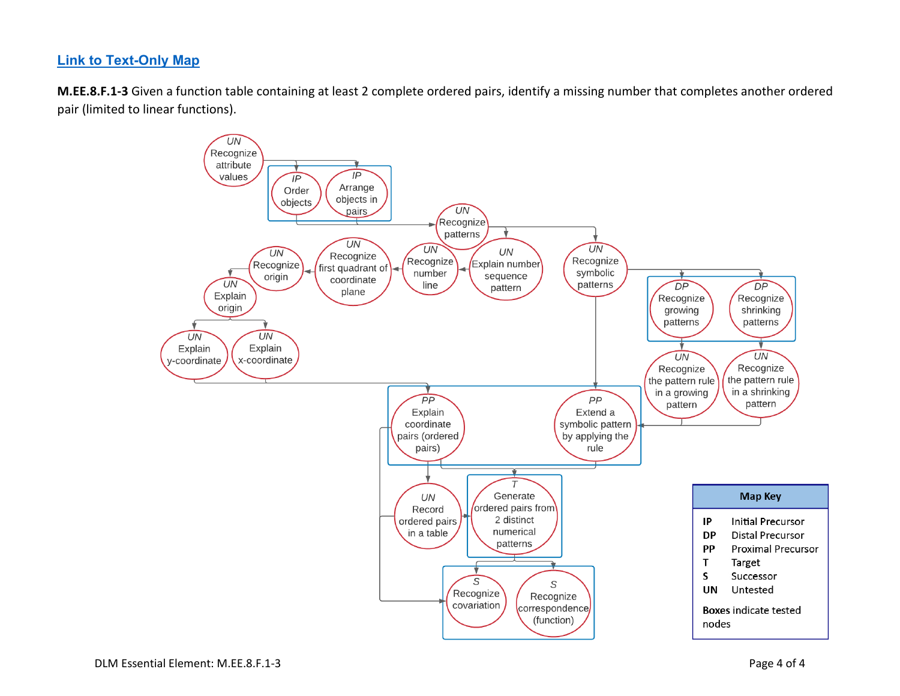[Link to Text-Only Map]

**M.EE.8.F.1-3** Given a function table containing at least 2 complete ordered pairs, identify a missing number that completes another ordered pair (limited to linear functions).

UN
Recognize attribute values

IP
Order objects

IP
Arrange objects in pairs

UN
Recognize patterns

UN
Recognize origin

UN
Recognize first quadrant of coordinate plane

UN
Recognize number line

UN
Explain number sequence pattern

UN
Recognize symbolic patterns

UN
Explain origin

DP
Recognize growing patterns

DP
Recognize shrinking patterns

UN
Explain y-coordinate

UN
Explain x-coordinate

UN
Recognize the pattern rule in a growing pattern

UN
Recognize the pattern rule in a shrinking pattern

PP
Explain coordinate pairs (ordered pairs)

PP
Extend a symbolic pattern by applying the rule

UN
Record ordered pairs in a table

T
Generate ordered pairs from 2 distinct numerical patterns

S
Recognize covariation

S
Recognize correspondence (function)

**Map Key**

**IP** Initial Precursor
**DP** Distal Precursor
**PP** Proximal Precursor
**T** Target
**S** Successor
**UN** Untested

Boxes indicate tested nodes

DLM Essential Element: M.EE.8.F.1-3